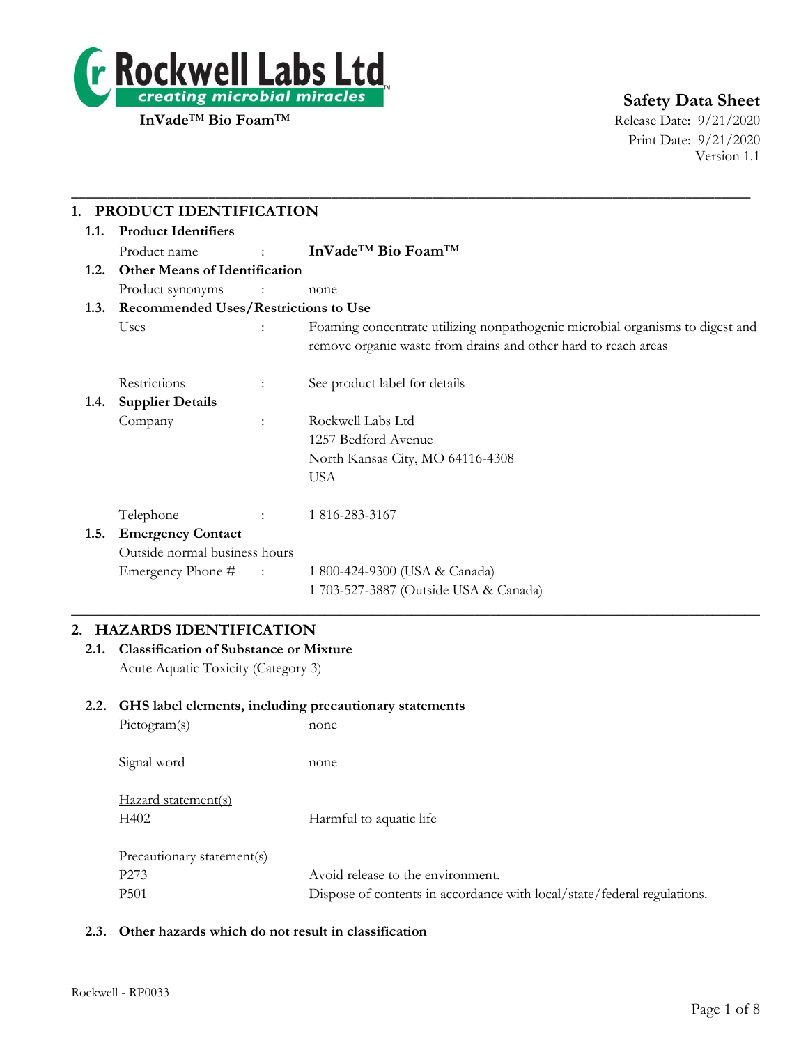Rockwell Labs Ltd
creating microbial miracles

**InVade™ Bio Foam™**

**Safety Data Sheet**
Release Date: 9/21/2020
Print Date: 9/21/2020
Version 1.1

## 1. PRODUCT IDENTIFICATION

### 1.1. Product Identifiers

Product name : **InVade™ Bio Foam™**

### 1.2. Other Means of Identification

Product synonyms : none

### 1.3. Recommended Uses/Restrictions to Use

Uses : Foaming concentrate utilizing nonpathogenic microbial organisms to digest and remove organic waste from drains and other hard to reach areas

Restrictions : See product label for details

### 1.4. Supplier Details

Company : Rockwell Labs Ltd
1257 Bedford Avenue
North Kansas City, MO 64116-4308
USA

Telephone : 1 816-283-3167

### 1.5. Emergency Contact

Outside normal business hours

Emergency Phone # : 1 800-424-9300 (USA & Canada)
1 703-527-3887 (Outside USA & Canada)

## 2. HAZARDS IDENTIFICATION

### 2.1. Classification of Substance or Mixture

Acute Aquatic Toxicity (Category 3)

### 2.2. GHS label elements, including precautionary statements

Pictogram(s) none

Signal word none

Hazard statement(s)

H402 Harmful to aquatic life

Precautionary statement(s)

P273 Avoid release to the environment.

P501 Dispose of contents in accordance with local/state/federal regulations.

### 2.3. Other hazards which do not result in classification

Rockwell - RP0033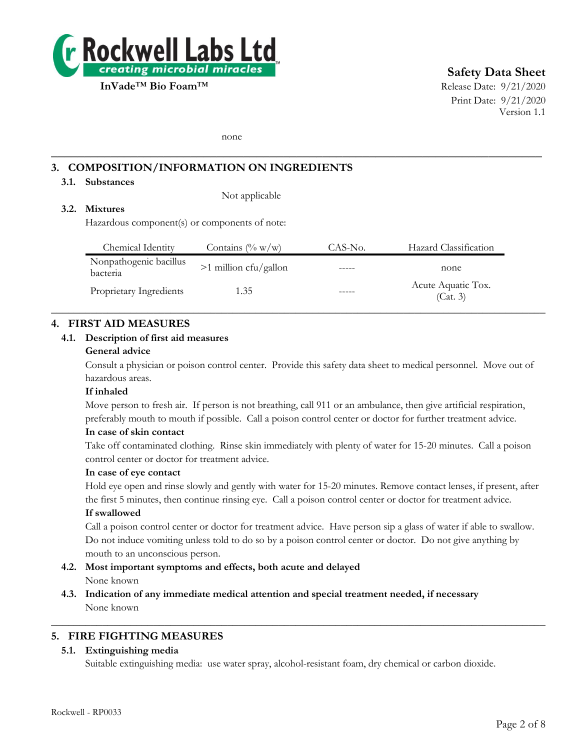none

## 3. COMPOSITION/INFORMATION ON INGREDIENTS

### 3.1. Substances

Not applicable

### 3.2. Mixtures

Hazardous component(s) or components of note:

| Chemical Identity | Contains (% w/w) | CAS-No. | Hazard Classification |
|---|---|---|---|
| Nonpathogenic bacillus bacteria | >1 million cfu/gallon | ----- | none |
| Proprietary Ingredients | 1.35 | ----- | Acute Aquatic Tox. (Cat. 3) |

## 4. FIRST AID MEASURES

### 4.1. Description of first aid measures

**General advice**

Consult a physician or poison control center. Provide this safety data sheet to medical personnel. Move out of hazardous areas.

**If inhaled**

Move person to fresh air. If person is not breathing, call 911 or an ambulance, then give artificial respiration, preferably mouth to mouth if possible. Call a poison control center or doctor for further treatment advice.

**In case of skin contact**

Take off contaminated clothing. Rinse skin immediately with plenty of water for 15-20 minutes. Call a poison control center or doctor for treatment advice.

**In case of eye contact**

Hold eye open and rinse slowly and gently with water for 15-20 minutes. Remove contact lenses, if present, after the first 5 minutes, then continue rinsing eye. Call a poison control center or doctor for treatment advice.

**If swallowed**

Call a poison control center or doctor for treatment advice. Have person sip a glass of water if able to swallow. Do not induce vomiting unless told to do so by a poison control center or doctor. Do not give anything by mouth to an unconscious person.

### 4.2. Most important symptoms and effects, both acute and delayed

None known

### 4.3. Indication of any immediate medical attention and special treatment needed, if necessary

None known

## 5. FIRE FIGHTING MEASURES

### 5.1. Extinguishing media

Suitable extinguishing media: use water spray, alcohol-resistant foam, dry chemical or carbon dioxide.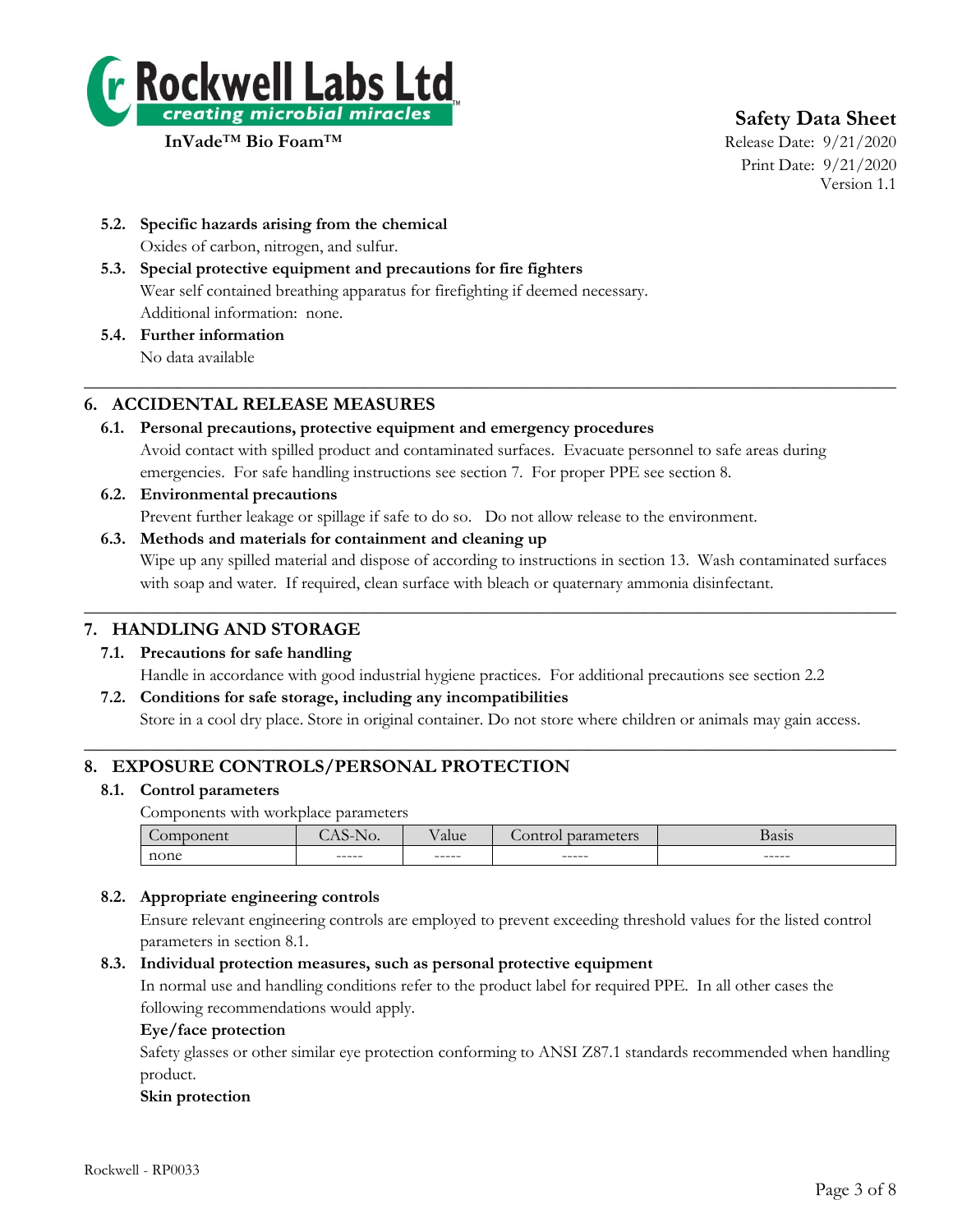**5.2. Specific hazards arising from the chemical**

Oxides of carbon, nitrogen, and sulfur.

**5.3. Special protective equipment and precautions for fire fighters**

Wear self contained breathing apparatus for firefighting if deemed necessary.
Additional information: none.

**5.4. Further information**

No data available

## 6. ACCIDENTAL RELEASE MEASURES

**6.1. Personal precautions, protective equipment and emergency procedures**

Avoid contact with spilled product and contaminated surfaces. Evacuate personnel to safe areas during emergencies. For safe handling instructions see section 7. For proper PPE see section 8.

**6.2. Environmental precautions**

Prevent further leakage or spillage if safe to do so. Do not allow release to the environment.

**6.3. Methods and materials for containment and cleaning up**

Wipe up any spilled material and dispose of according to instructions in section 13. Wash contaminated surfaces with soap and water. If required, clean surface with bleach or quaternary ammonia disinfectant.

## 7. HANDLING AND STORAGE

**7.1. Precautions for safe handling**

Handle in accordance with good industrial hygiene practices. For additional precautions see section 2.2

**7.2. Conditions for safe storage, including any incompatibilities**

Store in a cool dry place. Store in original container. Do not store where children or animals may gain access.

## 8. EXPOSURE CONTROLS/PERSONAL PROTECTION

**8.1. Control parameters**

Components with workplace parameters

| Component | CAS-No. | Value | Control parameters | Basis |
|---|---|---|---|---|
| none | ----- | ----- | ----- | ----- |

**8.2. Appropriate engineering controls**

Ensure relevant engineering controls are employed to prevent exceeding threshold values for the listed control parameters in section 8.1.

**8.3. Individual protection measures, such as personal protective equipment**

In normal use and handling conditions refer to the product label for required PPE. In all other cases the following recommendations would apply.

**Eye/face protection**

Safety glasses or other similar eye protection conforming to ANSI Z87.1 standards recommended when handling product.

**Skin protection**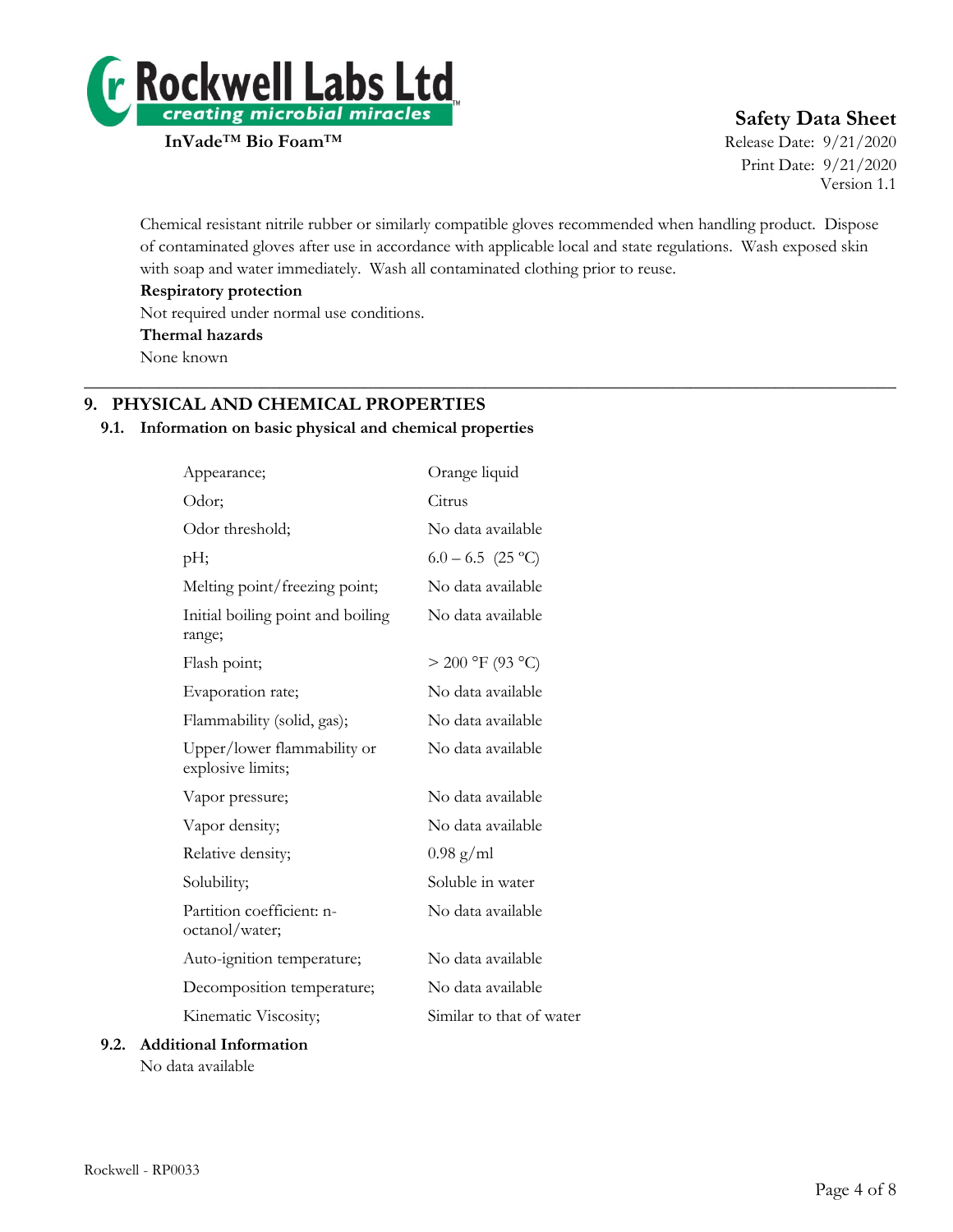Chemical resistant nitrile rubber or similarly compatible gloves recommended when handling product. Dispose of contaminated gloves after use in accordance with applicable local and state regulations. Wash exposed skin with soap and water immediately. Wash all contaminated clothing prior to reuse.

**Respiratory protection**

Not required under normal use conditions.

**Thermal hazards**

None known

## 9. PHYSICAL AND CHEMICAL PROPERTIES

### 9.1. Information on basic physical and chemical properties

| Property | Value |
|---|---|
| Appearance; | Orange liquid |
| Odor; | Citrus |
| Odor threshold; | No data available |
| pH; | 6.0 – 6.5 (25 ºC) |
| Melting point/freezing point; | No data available |
| Initial boiling point and boiling range; | No data available |
| Flash point; | > 200 °F (93 °C) |
| Evaporation rate; | No data available |
| Flammability (solid, gas); | No data available |
| Upper/lower flammability or explosive limits; | No data available |
| Vapor pressure; | No data available |
| Vapor density; | No data available |
| Relative density; | 0.98 g/ml |
| Solubility; | Soluble in water |
| Partition coefficient: n-octanol/water; | No data available |
| Auto-ignition temperature; | No data available |
| Decomposition temperature; | No data available |
| Kinematic Viscosity; | Similar to that of water |

### 9.2. Additional Information

No data available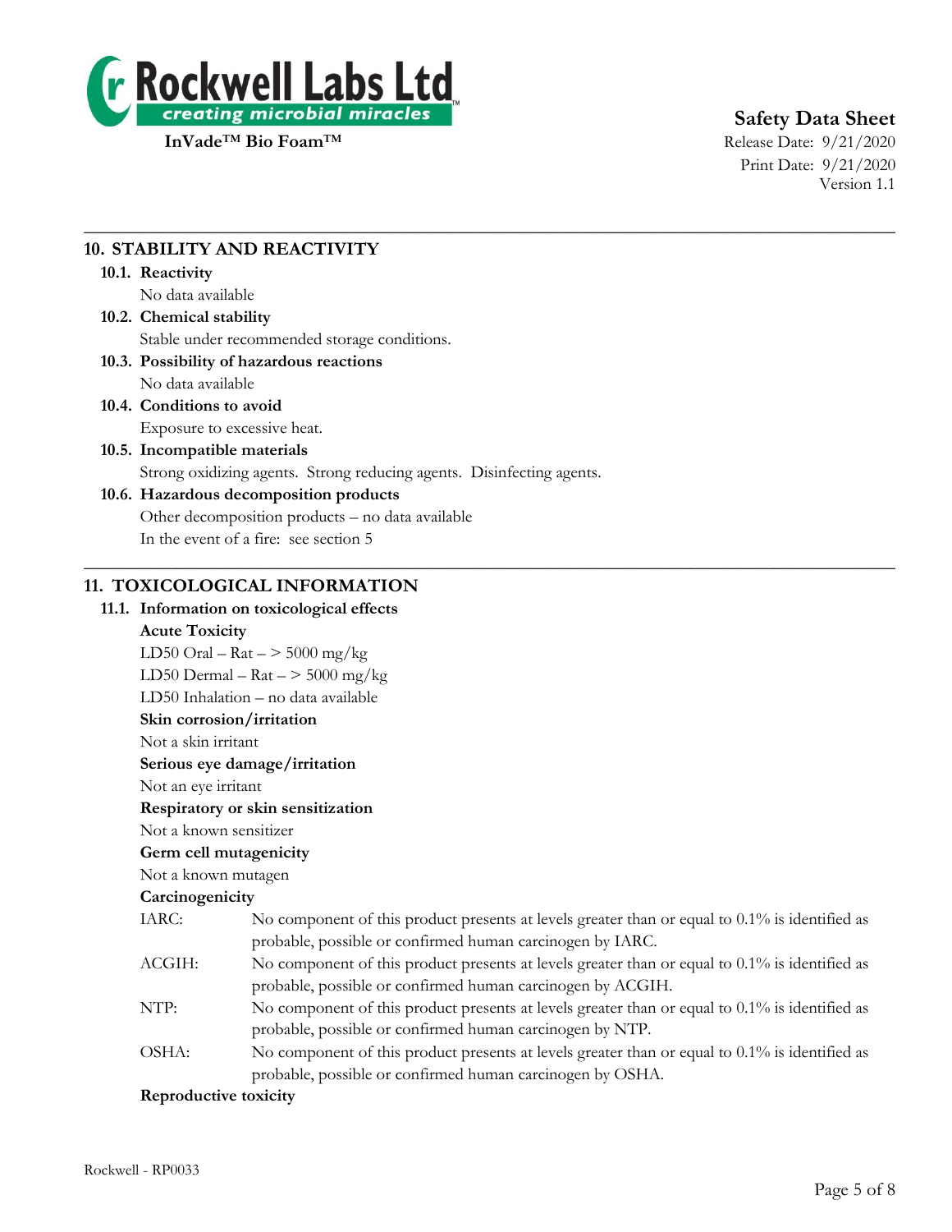## 10. STABILITY AND REACTIVITY

### 10.1. Reactivity

No data available

### 10.2. Chemical stability

Stable under recommended storage conditions.

### 10.3. Possibility of hazardous reactions

No data available

### 10.4. Conditions to avoid

Exposure to excessive heat.

### 10.5. Incompatible materials

Strong oxidizing agents. Strong reducing agents. Disinfecting agents.

### 10.6. Hazardous decomposition products

Other decomposition products – no data available

In the event of a fire: see section 5

## 11. TOXICOLOGICAL INFORMATION

### 11.1. Information on toxicological effects

**Acute Toxicity**

LD50 Oral – Rat – > 5000 mg/kg

LD50 Dermal – Rat – > 5000 mg/kg

LD50 Inhalation – no data available

**Skin corrosion/irritation**

Not a skin irritant

**Serious eye damage/irritation**

Not an eye irritant

**Respiratory or skin sensitization**

Not a known sensitizer

**Germ cell mutagenicity**

Not a known mutagen

**Carcinogenicity**

IARC: No component of this product presents at levels greater than or equal to 0.1% is identified as probable, possible or confirmed human carcinogen by IARC.

ACGIH: No component of this product presents at levels greater than or equal to 0.1% is identified as probable, possible or confirmed human carcinogen by ACGIH.

NTP: No component of this product presents at levels greater than or equal to 0.1% is identified as probable, possible or confirmed human carcinogen by NTP.

OSHA: No component of this product presents at levels greater than or equal to 0.1% is identified as probable, possible or confirmed human carcinogen by OSHA.

**Reproductive toxicity**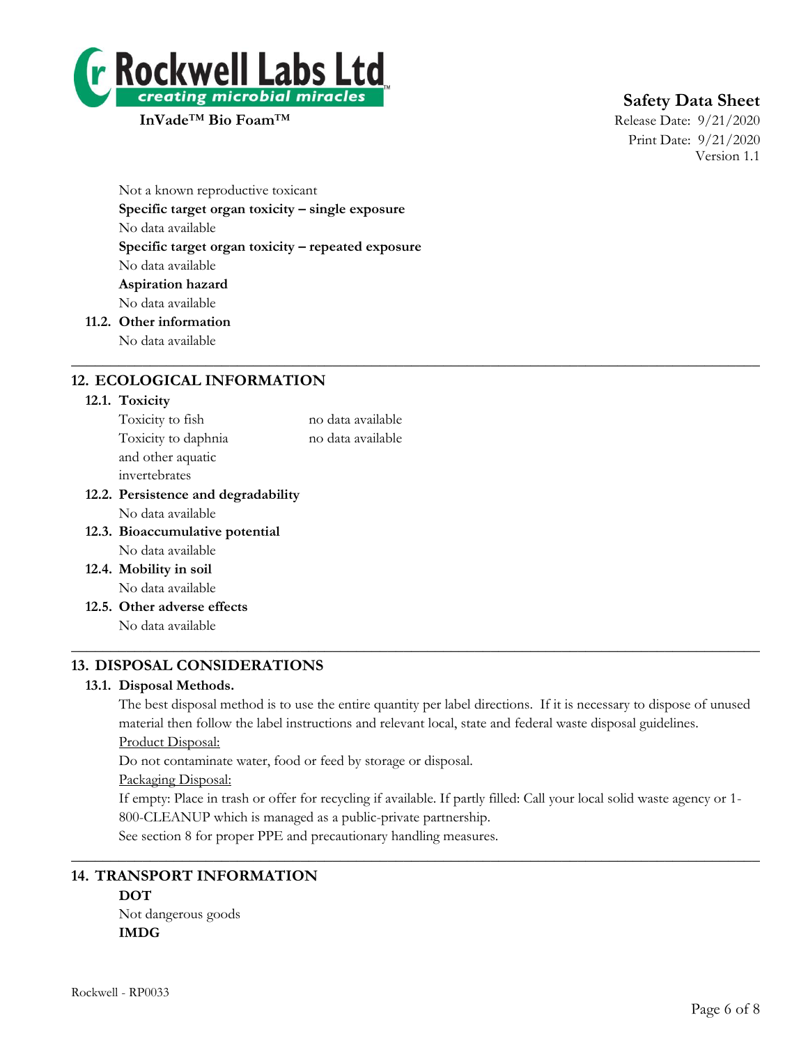Not a known reproductive toxicant

**Specific target organ toxicity – single exposure**

No data available

**Specific target organ toxicity – repeated exposure**

No data available

**Aspiration hazard**

No data available

**11.2. Other information**

No data available

## 12. ECOLOGICAL INFORMATION

### 12.1. Toxicity

| | |
|---|---|
| Toxicity to fish | no data available |
| Toxicity to daphnia and other aquatic invertebrates | no data available |

### 12.2. Persistence and degradability

No data available

### 12.3. Bioaccumulative potential

No data available

### 12.4. Mobility in soil

No data available

### 12.5. Other adverse effects

No data available

## 13. DISPOSAL CONSIDERATIONS

### 13.1. Disposal Methods.

The best disposal method is to use the entire quantity per label directions. If it is necessary to dispose of unused material then follow the label instructions and relevant local, state and federal waste disposal guidelines.

Product Disposal:

Do not contaminate water, food or feed by storage or disposal.

Packaging Disposal:

If empty: Place in trash or offer for recycling if available. If partly filled: Call your local solid waste agency or 1-800-CLEANUP which is managed as a public-private partnership.

See section 8 for proper PPE and precautionary handling measures.

## 14. TRANSPORT INFORMATION

**DOT**

Not dangerous goods

**IMDG**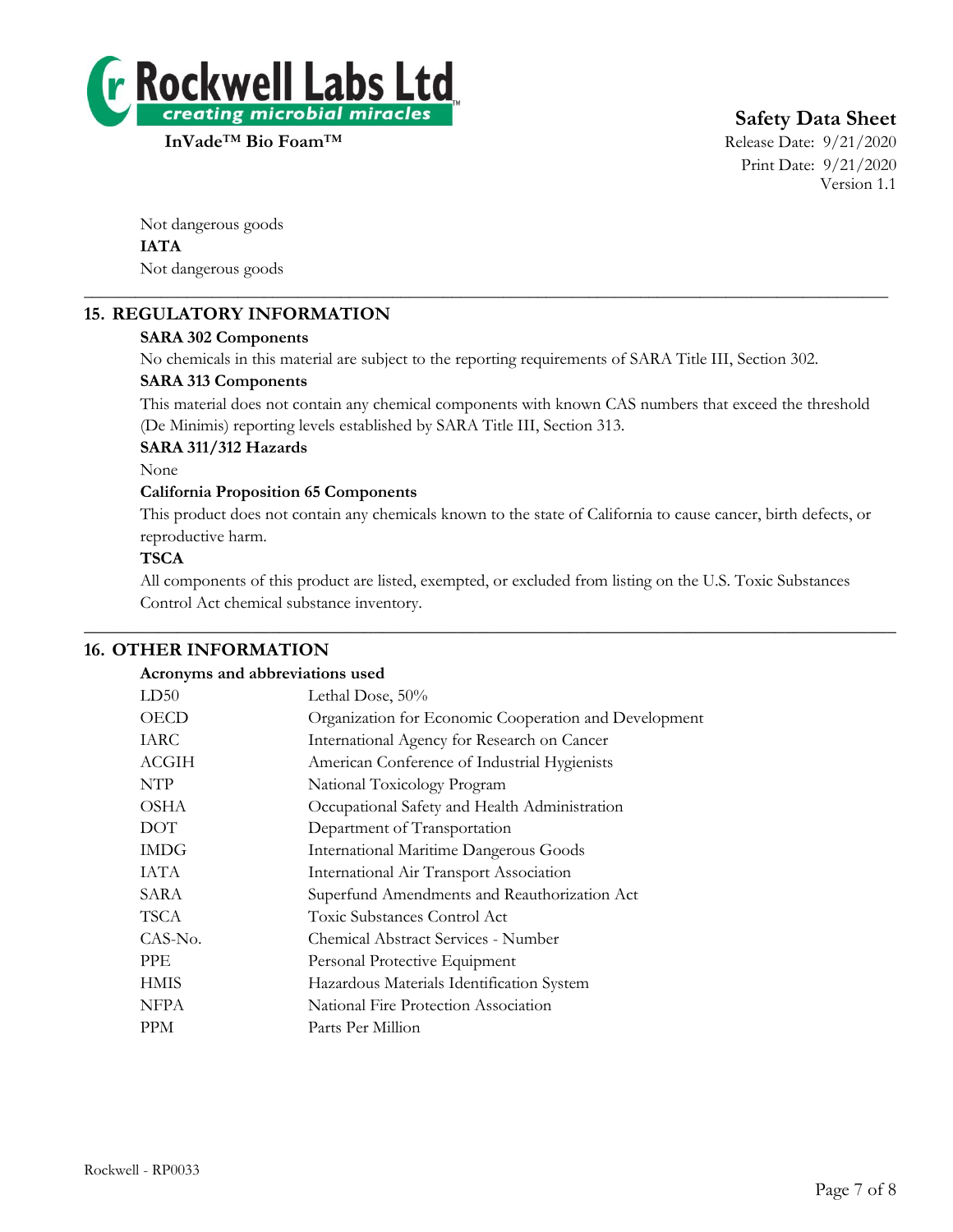Not dangerous goods

**IATA**

Not dangerous goods

## 15. REGULATORY INFORMATION

**SARA 302 Components**

No chemicals in this material are subject to the reporting requirements of SARA Title III, Section 302.

**SARA 313 Components**

This material does not contain any chemical components with known CAS numbers that exceed the threshold (De Minimis) reporting levels established by SARA Title III, Section 313.

**SARA 311/312 Hazards**

None

**California Proposition 65 Components**

This product does not contain any chemicals known to the state of California to cause cancer, birth defects, or reproductive harm.

**TSCA**

All components of this product are listed, exempted, or excluded from listing on the U.S. Toxic Substances Control Act chemical substance inventory.

## 16. OTHER INFORMATION

**Acronyms and abbreviations used**

| | |
|---|---|
| LD50 | Lethal Dose, 50% |
| OECD | Organization for Economic Cooperation and Development |
| IARC | International Agency for Research on Cancer |
| ACGIH | American Conference of Industrial Hygienists |
| NTP | National Toxicology Program |
| OSHA | Occupational Safety and Health Administration |
| DOT | Department of Transportation |
| IMDG | International Maritime Dangerous Goods |
| IATA | International Air Transport Association |
| SARA | Superfund Amendments and Reauthorization Act |
| TSCA | Toxic Substances Control Act |
| CAS-No. | Chemical Abstract Services - Number |
| PPE | Personal Protective Equipment |
| HMIS | Hazardous Materials Identification System |
| NFPA | National Fire Protection Association |
| PPM | Parts Per Million |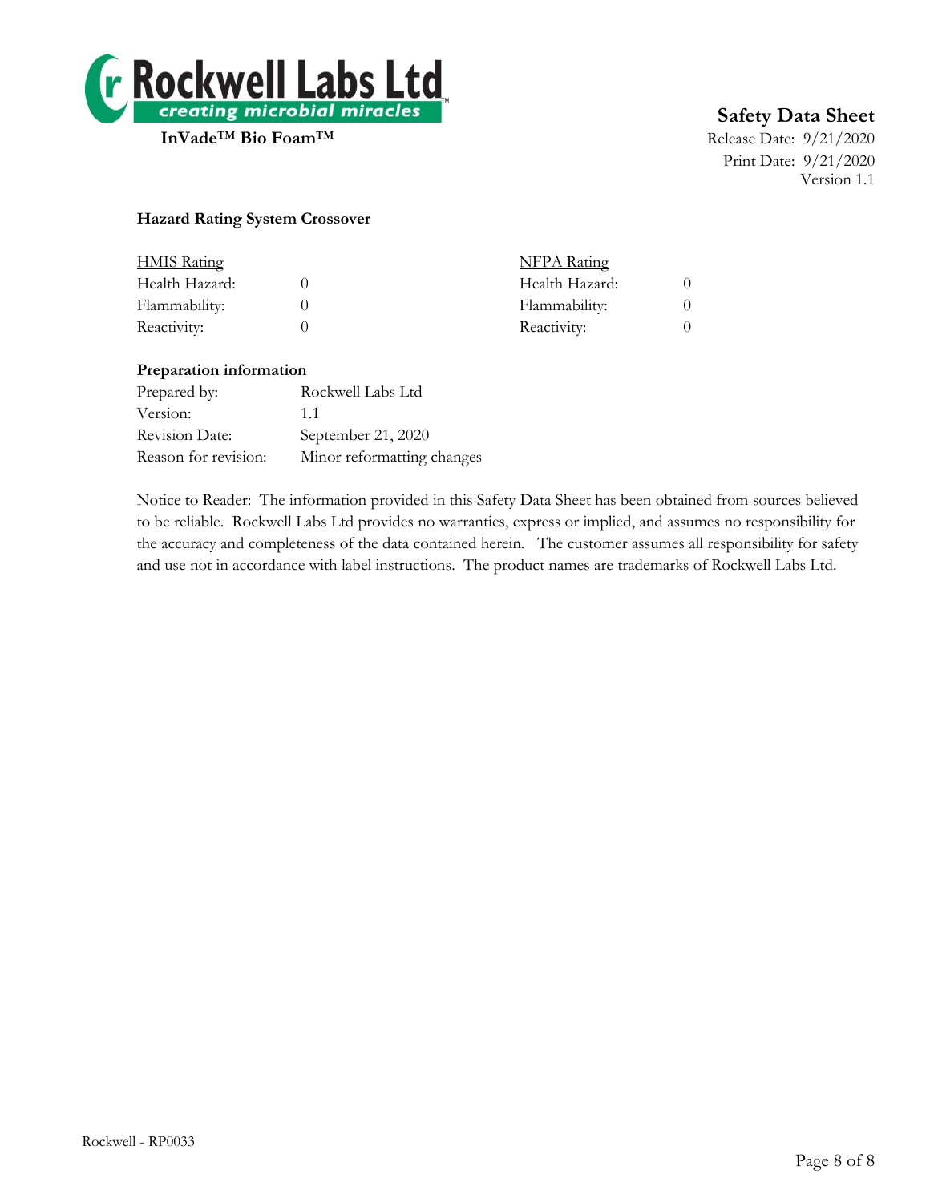### Hazard Rating System Crossover

| HMIS Rating | | NFPA Rating | |
|---|---|---|---|
| Health Hazard: | 0 | Health Hazard: | 0 |
| Flammability: | 0 | Flammability: | 0 |
| Reactivity: | 0 | Reactivity: | 0 |

### Preparation information

| | |
|---|---|
| Prepared by: | Rockwell Labs Ltd |
| Version: | 1.1 |
| Revision Date: | September 21, 2020 |
| Reason for revision: | Minor reformatting changes |

Notice to Reader: The information provided in this Safety Data Sheet has been obtained from sources believed to be reliable. Rockwell Labs Ltd provides no warranties, express or implied, and assumes no responsibility for the accuracy and completeness of the data contained herein. The customer assumes all responsibility for safety and use not in accordance with label instructions. The product names are trademarks of Rockwell Labs Ltd.